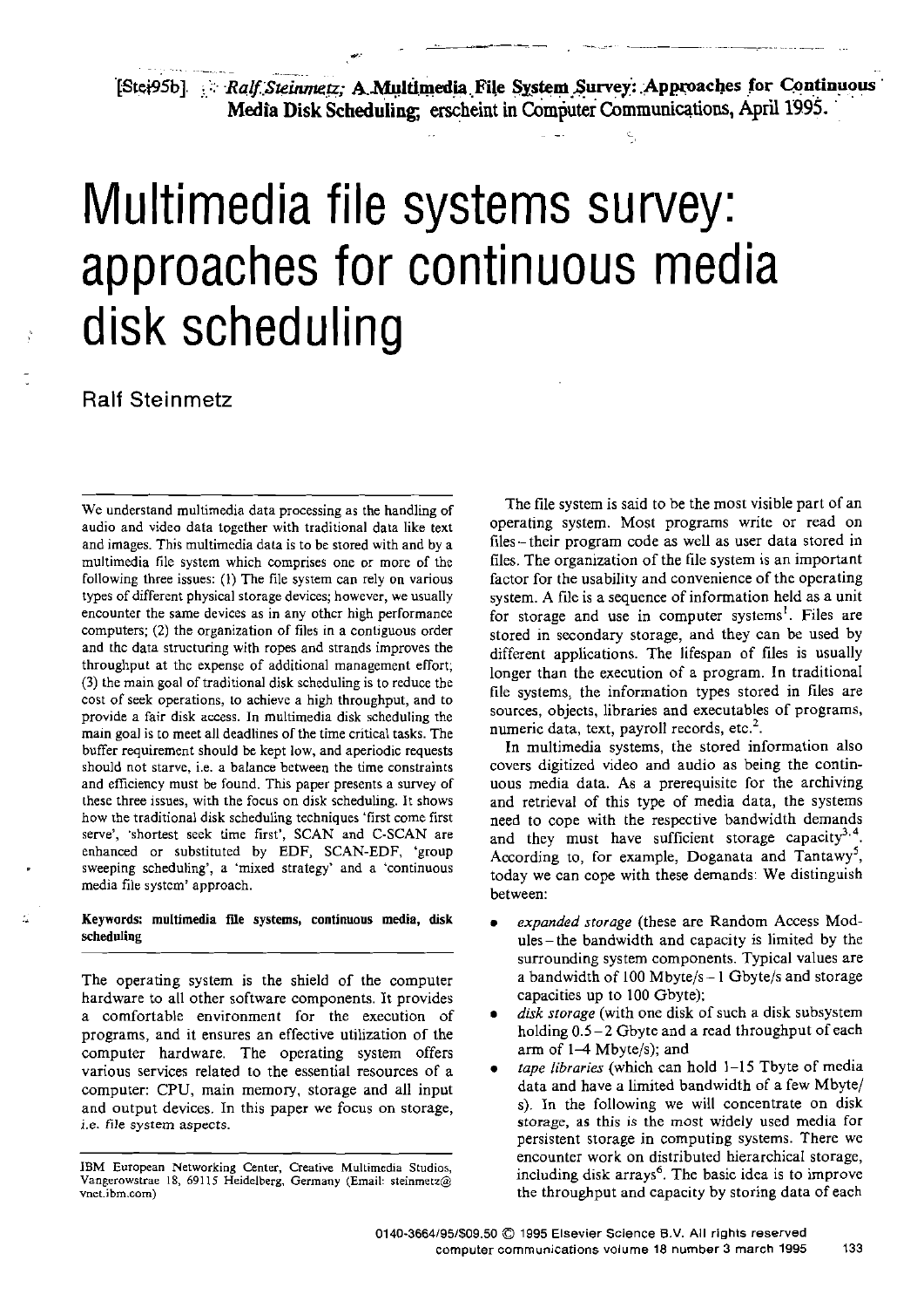[Stei95b]. Ralf Steinmetz; A Multimedia File System Survey: Approaches for Continuous Media Disk Scheduling; erscheint in Computer Communications, April 1995.

# Multimedia file systems survey: approaches for continuous media disk scheduling

## Ralf Steinmetz

We understand multimedia data processing as the handling of audio and video data together with traditional data like text and images. This multimedia data is to be stored with and by a multimedia file system which comprises one or more of the following three issues: (1) The file system can rely on various types of different physical storage devices; however, we usually encounter the same devices as in any other high performance computers; (2) the organization of files in a contiguous order and the data structuring with ropes and strands improves the throughput at the expense of additional management effort; (3) the main goal of traditional disk scheduling is to reduce the cost of seek operations, to achieve a high throughput, and to provide a fair disk access. In multimedia disk scheduling the main goal is to meet all deadlines of the time critical tasks. The buffer requirement should be kept low, and aperiodic requests should not starve, i.e. a balance between the time constraints and efficiency must be found. This paper presents a survey of these three issues, with the focus on disk scheduling. It shows how the traditional disk scheduling techniques 'first come first serve', 'shortest seek time first', SCAN and C-SCAN are enhanced or substituted by EDF, SCAN-EDF, 'group sweeping scheduling', a 'mixed strategy' and a 'continuous media file system' approach.

**Keywords: multimedia file systems, continuous media, disk scheduling**

The operating system is the shield of the computer hardware to all other software components. It provides a comfortable environment for the execution of programs, and it ensures an effective utilization of the computer hardware. The operating system offers various services related to the essential resources of a computer: CPU, main memory, storage and all input and output devices. In this paper we focus on storage, i.e. file system aspects.

IBM European Networking Center, Creative Multimedia Studios, Vangerowstrae 18, 69115 Heidelberg, Germany (Email: steinmetz@vnet.ibm.com)

The file system is said to be the most visible part of an operating system. Most programs write or read on files – their program code as well as user data stored in files. The organization of the file system is an important factor for the usability and convenience of the operating system. A file is a sequence of information held as a unit for storage and use in computer systems[1]. Files are stored in secondary storage, and they can be used by different applications. The lifespan of files is usually longer than the execution of a program. In traditional file systems, the information types stored in files are sources, objects, libraries and executables of programs, numeric data, text, payroll records, etc.[2].

In multimedia systems, the stored information also covers digitized video and audio as being the continuous media data. As a prerequisite for the archiving and retrieval of this type of media data, the systems need to cope with the respective bandwidth demands and they must have sufficient storage capacity[3,4]. According to, for example, Doganata and Tantawy[5], today we can cope with these demands: We distinguish between:

- *expanded storage* (these are Random Access Modules – the bandwidth and capacity is limited by the surrounding system components. Typical values are a bandwidth of 100 Mbyte/s – 1 Gbyte/s and storage capacities up to 100 Gbyte);
- *disk storage* (with one disk of such a disk subsystem holding 0.5 – 2 Gbyte and a read throughput of each arm of 1–4 Mbyte/s); and
- *tape libraries* (which can hold 1–15 Tbyte of media data and have a limited bandwidth of a few Mbyte/s). In the following we will concentrate on disk storage, as this is the most widely used media for persistent storage in computing systems. There we encounter work on distributed hierarchical storage, including disk arrays[6]. The basic idea is to improve the throughput and capacity by storing data of each

0140-3664/95/$09.50 © 1995 Elsevier Science B.V. All rights reserved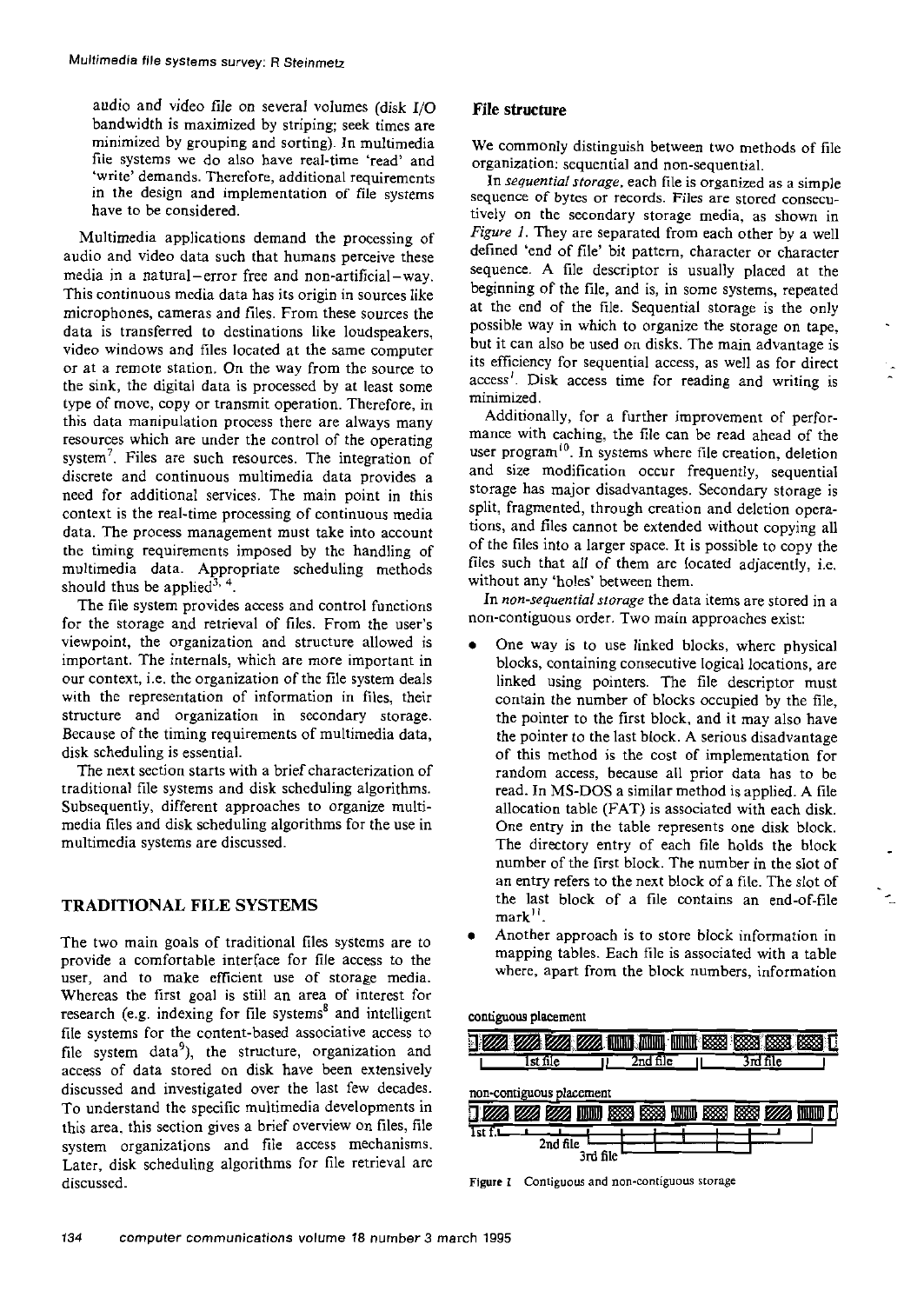audio and video file on several volumes (disk I/O bandwidth is maximized by striping; seek times are minimized by grouping and sorting). In multimedia file systems we do also have real-time 'read' and 'write' demands. Therefore, additional requirements in the design and implementation of file systems have to be considered.

Multimedia applications demand the processing of audio and video data such that humans perceive these media in a natural–error free and non-artificial–way. This continuous media data has its origin in sources like microphones, cameras and files. From these sources the data is transferred to destinations like loudspeakers, video windows and files located at the same computer or at a remote station. On the way from the source to the sink, the digital data is processed by at least some type of move, copy or transmit operation. Therefore, in this data manipulation process there are always many resources which are under the control of the operating system[7]. Files are such resources. The integration of discrete and continuous multimedia data provides a need for additional services. The main point in this context is the real-time processing of continuous media data. The process management must take into account the timing requirements imposed by the handling of multimedia data. Appropriate scheduling methods should thus be applied[3, 4].

The file system provides access and control functions for the storage and retrieval of files. From the user's viewpoint, the organization and structure allowed is important. The internals, which are more important in our context, i.e. the organization of the file system deals with the representation of information in files, their structure and organization in secondary storage. Because of the timing requirements of multimedia data, disk scheduling is essential.

The next section starts with a brief characterization of traditional file systems and disk scheduling algorithms. Subsequently, different approaches to organize multimedia files and disk scheduling algorithms for the use in multimedia systems are discussed.

## TRADITIONAL FILE SYSTEMS

The two main goals of traditional files systems are to provide a comfortable interface for file access to the user, and to make efficient use of storage media. Whereas the first goal is still an area of interest for research (e.g. indexing for file systems[8] and intelligent file systems for the content-based associative access to file system data[9]), the structure, organization and access of data stored on disk have been extensively discussed and investigated over the last few decades. To understand the specific multimedia developments in this area, this section gives a brief overview on files, file system organizations and file access mechanisms. Later, disk scheduling algorithms for file retrieval are discussed.

### File structure

We commonly distinguish between two methods of file organization: sequential and non-sequential.

In *sequential storage*, each file is organized as a simple sequence of bytes or records. Files are stored consecutively on the secondary storage media, as shown in *Figure 1*. They are separated from each other by a well defined 'end of file' bit pattern, character or character sequence. A file descriptor is usually placed at the beginning of the file, and is, in some systems, repeated at the end of the file. Sequential storage is the only possible way in which to organize the storage on tape, but it can also be used on disks. The main advantage is its efficiency for sequential access, as well as for direct access[1]. Disk access time for reading and writing is minimized.

Additionally, for a further improvement of performance with caching, the file can be read ahead of the user program[10]. In systems where file creation, deletion and size modification occur frequently, sequential storage has major disadvantages. Secondary storage is split, fragmented, through creation and deletion operations, and files cannot be extended without copying all of the files into a larger space. It is possible to copy the files such that all of them are located adjacently, i.e. without any 'holes' between them.

In *non-sequential storage* the data items are stored in a non-contiguous order. Two main approaches exist:

- One way is to use linked blocks, where physical blocks, containing consecutive logical locations, are linked using pointers. The file descriptor must contain the number of blocks occupied by the file, the pointer to the first block, and it may also have the pointer to the last block. A serious disadvantage of this method is the cost of implementation for random access, because all prior data has to be read. In MS-DOS a similar method is applied. A file allocation table (FAT) is associated with each disk. One entry in the table represents one disk block. The directory entry of each file holds the block number of the first block. The number in the slot of an entry refers to the next block of a file. The slot of the last block of a file contains an end-of-file mark[11].
- Another approach is to store block information in mapping tables. Each file is associated with a table where, apart from the block numbers, information

contiguous placement

1st file

2nd file

3rd file

non-contiguous placement

1st f.

2nd file

3rd file

Figure 1 Contiguous and non-contiguous storage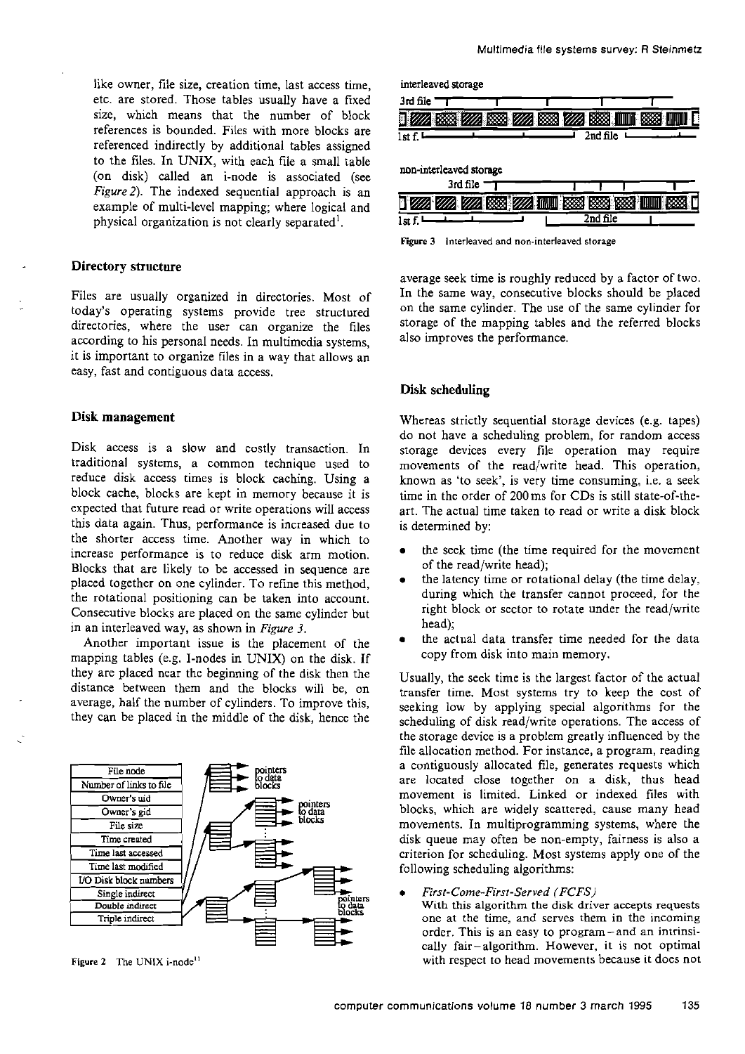like owner, file size, creation time, last access time, etc. are stored. Those tables usually have a fixed size, which means that the number of block references is bounded. Files with more blocks are referenced indirectly by additional tables assigned to the files. In UNIX, with each file a small table (on disk) called an i-node is associated (see *Figure 2*). The indexed sequential approach is an example of multi-level mapping; where logical and physical organization is not clearly separated[1].

## Directory structure

Files are usually organized in directories. Most of today's operating systems provide tree structured directories, where the user can organize the files according to his personal needs. In multimedia systems, it is important to organize files in a way that allows an easy, fast and contiguous data access.

## Disk management

Disk access is a slow and costly transaction. In traditional systems, a common technique used to reduce disk access times is block caching. Using a block cache, blocks are kept in memory because it is expected that future read or write operations will access this data again. Thus, performance is increased due to the shorter access time. Another way in which to increase performance is to reduce disk arm motion. Blocks that are likely to be accessed in sequence are placed together on one cylinder. To refine this method, the rotational positioning can be taken into account. Consecutive blocks are placed on the same cylinder but in an interleaved way, as shown in *Figure 3*.

Another important issue is the placement of the mapping tables (e.g. I-nodes in UNIX) on the disk. If they are placed near the beginning of the disk then the distance between them and the blocks will be, on average, half the number of cylinders. To improve this, they can be placed in the middle of the disk, hence the average seek time is roughly reduced by a factor of two. In the same way, consecutive blocks should be placed on the same cylinder. The use of the same cylinder for storage of the mapping tables and the referred blocks also improves the performance.

File node
Number of links to file
Owner's uid
Owner's gid
File size
Time created
Time last accessed
Time last modified
I/O Disk block numbers
Single indirect
Double indirect
Triple indirect
pointers to data blocks
pointers to data blocks
pointers to data blocks

Figure 2 The UNIX i-node[11]

interleaved storage
3rd file
1st f.
2nd file

non-interleaved storage
3rd file
1st f.
2nd file

Figure 3 Interleaved and non-interleaved storage

## Disk scheduling

Whereas strictly sequential storage devices (e.g. tapes) do not have a scheduling problem, for random access storage devices every file operation may require movements of the read/write head. This operation, known as 'to seek', is very time consuming, i.e. a seek time in the order of 200 ms for CDs is still state-of-the-art. The actual time taken to read or write a disk block is determined by:

- the seek time (the time required for the movement of the read/write head);
- the latency time or rotational delay (the time delay, during which the transfer cannot proceed, for the right block or sector to rotate under the read/write head);
- the actual data transfer time needed for the data copy from disk into main memory.

Usually, the seek time is the largest factor of the actual transfer time. Most systems try to keep the cost of seeking low by applying special algorithms for the scheduling of disk read/write operations. The access of the storage device is a problem greatly influenced by the file allocation method. For instance, a program, reading a contiguously allocated file, generates requests which are located close together on a disk, thus head movement is limited. Linked or indexed files with blocks, which are widely scattered, cause many head movements. In multiprogramming systems, where the disk queue may often be non-empty, fairness is also a criterion for scheduling. Most systems apply one of the following scheduling algorithms:

- *First-Come-First-Served (FCFS)*
  With this algorithm the disk driver accepts requests one at the time, and serves them in the incoming order. This is an easy to program – and an intrinsically fair – algorithm. However, it is not optimal with respect to head movements because it does not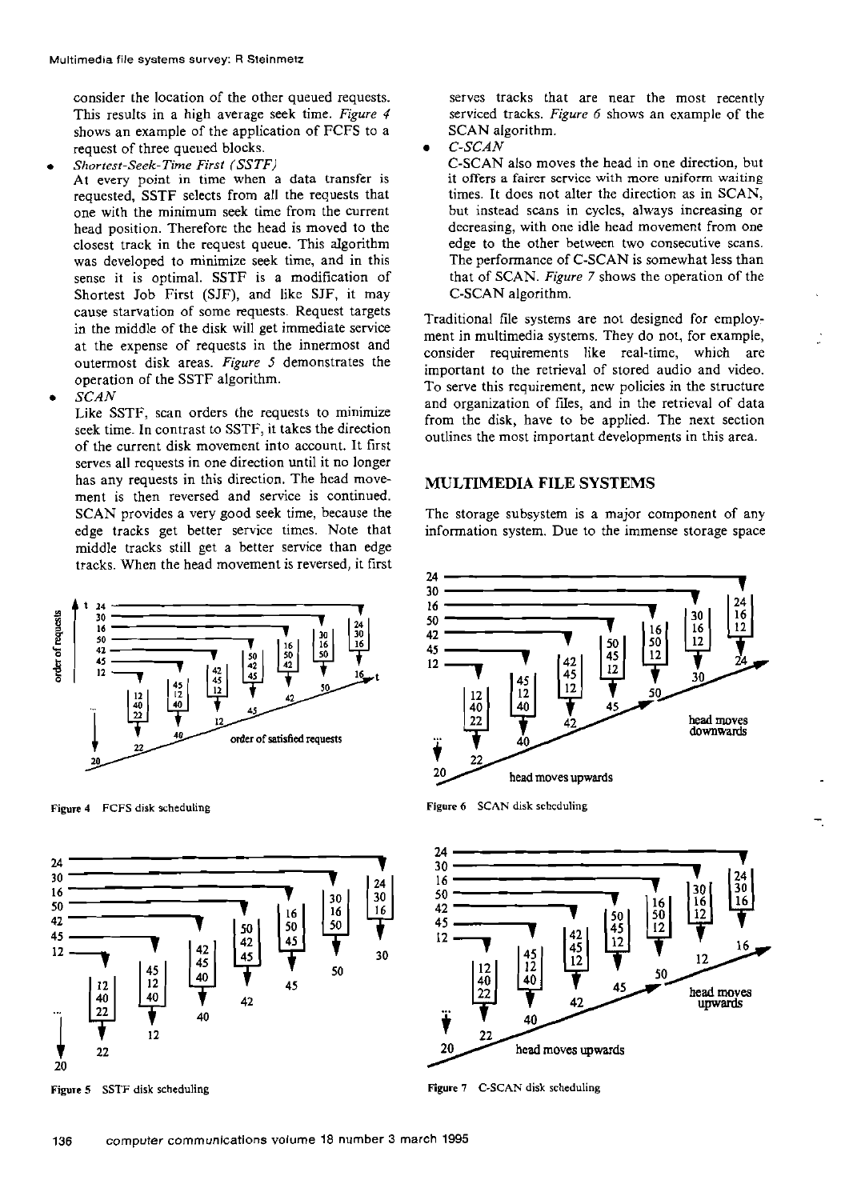consider the location of the other queued requests. This results in a high average seek time. *Figure 4* shows an example of the application of FCFS to a request of three queued blocks.

- *Shortest-Seek-Time First (SSTF)*
  At every point in time when a data transfer is requested, SSTF selects from all the requests that one with the minimum seek time from the current head position. Therefore the head is moved to the closest track in the request queue. This algorithm was developed to minimize seek time, and in this sense it is optimal. SSTF is a modification of Shortest Job First (SJF), and like SJF, it may cause starvation of some requests. Request targets in the middle of the disk will get immediate service at the expense of requests in the innermost and outermost disk areas. *Figure 5* demonstrates the operation of the SSTF algorithm.
- *SCAN*
  Like SSTF, scan orders the requests to minimize seek time. In contrast to SSTF, it takes the direction of the current disk movement into account. It first serves all requests in one direction until it no longer has any requests in this direction. The head movement is then reversed and service is continued. SCAN provides a very good seek time, because the edge tracks get better service times. Note that middle tracks still get a better service than edge tracks. When the head movement is reversed, it first serves tracks that are near the most recently serviced tracks. *Figure 6* shows an example of the SCAN algorithm.
- *C-SCAN*
  C-SCAN also moves the head in one direction, but it offers a fairer service with more uniform waiting times. It does not alter the direction as in SCAN, but instead scans in cycles, always increasing or decreasing, with one idle head movement from one edge to the other between two consecutive scans. The performance of C-SCAN is somewhat less than that of SCAN. *Figure 7* shows the operation of the C-SCAN algorithm.

order of requests
t
24
30
16
50
42
45
12
...
20
12 40 22
45 12 40
42 45 12
50 42 45
16 50 42
30 16 50
24 30 16
22
40
12
45
42
50
16
t
order of satisfied requests

Figure 4 FCFS disk scheduling

24
30
16
50
42
45
12
...
20
12 40 22
45 12 40
42 45 40
50 42 45
16 50 45
30 16 50
24 30 16
22
12
40
42
45
50
30

Figure 5 SSTF disk scheduling

Traditional file systems are not designed for employment in multimedia systems. They do not, for example, consider requirements like real-time, which are important to the retrieval of stored audio and video. To serve this requirement, new policies in the structure and organization of files, and in the retrieval of data from the disk, have to be applied. The next section outlines the most important developments in this area.

## MULTIMEDIA FILE SYSTEMS

The storage subsystem is a major component of any information system. Due to the immense storage space

24
30
16
50
42
45
12
...
20
12 40 22
45 12 40
42 45 12
50 45 12
16 50 12
30 16 12
24 16 12
22
40
42
45
50
30
24
head moves upwards
head moves downwards

Figure 6 SCAN disk scheduling

24
30
16
50
42
45
12
...
20
12 40 22
45 12 40
42 45 12
50 45 12
16 50 12
30 16 12
24 30 16
22
40
42
45
50
12
16
head moves upwards
head moves upwards

Figure 7 C-SCAN disk scheduling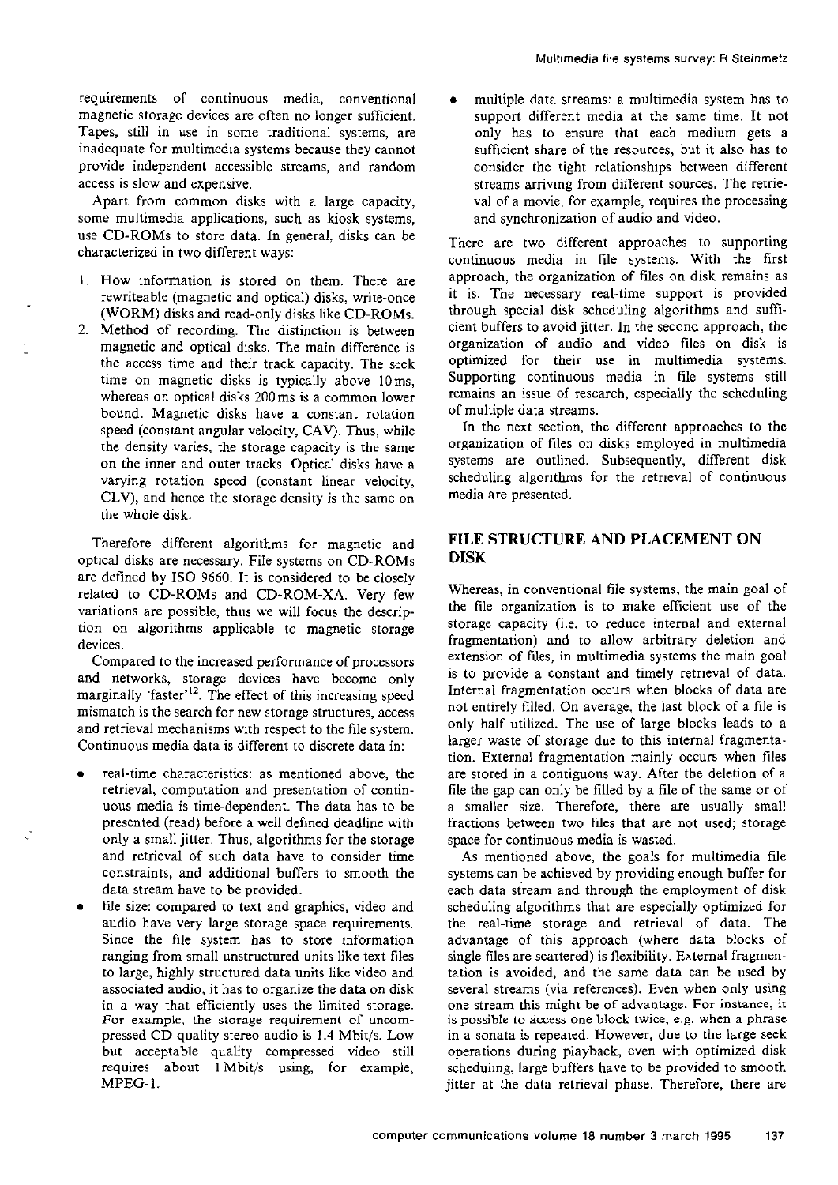requirements of continuous media, conventional magnetic storage devices are often no longer sufficient. Tapes, still in use in some traditional systems, are inadequate for multimedia systems because they cannot provide independent accessible streams, and random access is slow and expensive.

Apart from common disks with a large capacity, some multimedia applications, such as kiosk systems, use CD-ROMs to store data. In general, disks can be characterized in two different ways:

1. How information is stored on them. There are rewriteable (magnetic and optical) disks, write-once (WORM) disks and read-only disks like CD-ROMs.
2. Method of recording. The distinction is between magnetic and optical disks. The main difference is the access time and their track capacity. The seek time on magnetic disks is typically above 10 ms, whereas on optical disks 200 ms is a common lower bound. Magnetic disks have a constant rotation speed (constant angular velocity, CAV). Thus, while the density varies, the storage capacity is the same on the inner and outer tracks. Optical disks have a varying rotation speed (constant linear velocity, CLV), and hence the storage density is the same on the whole disk.

Therefore different algorithms for magnetic and optical disks are necessary. File systems on CD-ROMs are defined by ISO 9660. It is considered to be closely related to CD-ROMs and CD-ROM-XA. Very few variations are possible, thus we will focus the description on algorithms applicable to magnetic storage devices.

Compared to the increased performance of processors and networks, storage devices have become only marginally 'faster'[12]. The effect of this increasing speed mismatch is the search for new storage structures, access and retrieval mechanisms with respect to the file system. Continuous media data is different to discrete data in:

- real-time characteristics: as mentioned above, the retrieval, computation and presentation of continuous media is time-dependent. The data has to be presented (read) before a well defined deadline with only a small jitter. Thus, algorithms for the storage and retrieval of such data have to consider time constraints, and additional buffers to smooth the data stream have to be provided.
- file size: compared to text and graphics, video and audio have very large storage space requirements. Since the file system has to store information ranging from small unstructured units like text files to large, highly structured data units like video and associated audio, it has to organize the data on disk in a way that efficiently uses the limited storage. For example, the storage requirement of uncompressed CD quality stereo audio is 1.4 Mbit/s. Low but acceptable quality compressed video still requires about 1 Mbit/s using, for example, MPEG-1.
- multiple data streams: a multimedia system has to support different media at the same time. It not only has to ensure that each medium gets a sufficient share of the resources, but it also has to consider the tight relationships between different streams arriving from different sources. The retrieval of a movie, for example, requires the processing and synchronization of audio and video.

There are two different approaches to supporting continuous media in file systems. With the first approach, the organization of files on disk remains as it is. The necessary real-time support is provided through special disk scheduling algorithms and sufficient buffers to avoid jitter. In the second approach, the organization of audio and video files on disk is optimized for their use in multimedia systems. Supporting continuous media in file systems still remains an issue of research, especially the scheduling of multiple data streams.

In the next section, the different approaches to the organization of files on disks employed in multimedia systems are outlined. Subsequently, different disk scheduling algorithms for the retrieval of continuous media are presented.

## FILE STRUCTURE AND PLACEMENT ON DISK

Whereas, in conventional file systems, the main goal of the file organization is to make efficient use of the storage capacity (i.e. to reduce internal and external fragmentation) and to allow arbitrary deletion and extension of files, in multimedia systems the main goal is to provide a constant and timely retrieval of data. Internal fragmentation occurs when blocks of data are not entirely filled. On average, the last block of a file is only half utilized. The use of large blocks leads to a larger waste of storage due to this internal fragmentation. External fragmentation mainly occurs when files are stored in a contiguous way. After the deletion of a file the gap can only be filled by a file of the same or of a smaller size. Therefore, there are usually small fractions between two files that are not used; storage space for continuous media is wasted.

As mentioned above, the goals for multimedia file systems can be achieved by providing enough buffer for each data stream and through the employment of disk scheduling algorithms that are especially optimized for the real-time storage and retrieval of data. The advantage of this approach (where data blocks of single files are scattered) is flexibility. External fragmentation is avoided, and the same data can be used by several streams (via references). Even when only using one stream this might be of advantage. For instance, it is possible to access one block twice, e.g. when a phrase in a sonata is repeated. However, due to the large seek operations during playback, even with optimized disk scheduling, large buffers have to be provided to smooth jitter at the data retrieval phase. Therefore, there are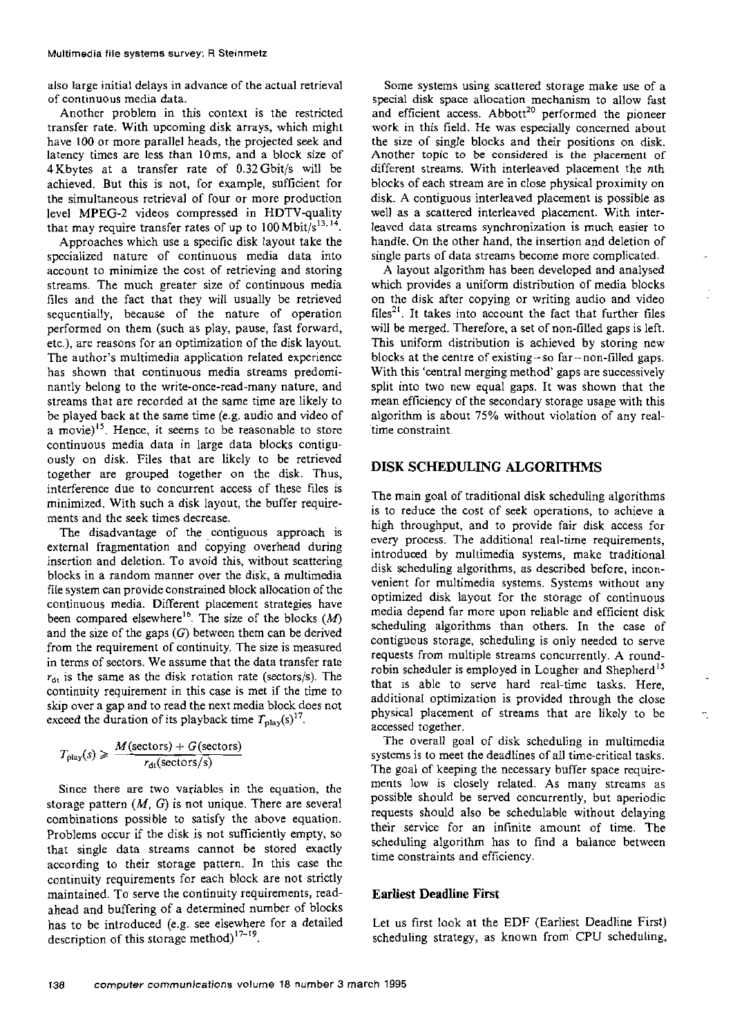also large initial delays in advance of the actual retrieval of continuous media data.

Another problem in this context is the restricted transfer rate. With upcoming disk arrays, which might have 100 or more parallel heads, the projected seek and latency times are less than 10 ms, and a block size of 4 Kbytes at a transfer rate of 0.32 Gbit/s will be achieved. But this is not, for example, sufficient for the simultaneous retrieval of four or more production level MPEG-2 videos compressed in HDTV-quality that may require transfer rates of up to 100 Mbit/s[13, 14].

Approaches which use a specific disk layout take the specialized nature of continuous media data into account to minimize the cost of retrieving and storing streams. The much greater size of continuous media files and the fact that they will usually be retrieved sequentially, because of the nature of operation performed on them (such as play, pause, fast forward, etc.), are reasons for an optimization of the disk layout. The author's multimedia application related experience has shown that continuous media streams predominantly belong to the write-once-read-many nature, and streams that are recorded at the same time are likely to be played back at the same time (e.g. audio and video of a movie)[15]. Hence, it seems to be reasonable to store continuous media data in large data blocks contiguously on disk. Files that are likely to be retrieved together are grouped together on the disk. Thus, interference due to concurrent access of these files is minimized. With such a disk layout, the buffer requirements and the seek times decrease.

The disadvantage of the contiguous approach is external fragmentation and copying overhead during insertion and deletion. To avoid this, without scattering blocks in a random manner over the disk, a multimedia file system can provide constrained block allocation of the continuous media. Different placement strategies have been compared elsewhere[16]. The size of the blocks ($M$) and the size of the gaps ($G$) between them can be derived from the requirement of continuity. The size is measured in terms of sectors. We assume that the data transfer rate $r_{dt}$ is the same as the disk rotation rate (sectors/s). The continuity requirement in this case is met if the time to skip over a gap and to read the next media block does not exceed the duration of its playback time $T_{play}(s)$[17].

$$T_{play}(s) \geqslant \frac{M(\text{sectors}) + G(\text{sectors})}{r_{dt}(\text{sectors/s})}$$

Since there are two variables in the equation, the storage pattern ($M$, $G$) is not unique. There are several combinations possible to satisfy the above equation. Problems occur if the disk is not sufficiently empty, so that single data streams cannot be stored exactly according to their storage pattern. In this case the continuity requirements for each block are not strictly maintained. To serve the continuity requirements, read-ahead and buffering of a determined number of blocks has to be introduced (e.g. see elsewhere for a detailed description of this storage method)[17–19].

Some systems using scattered storage make use of a special disk space allocation mechanism to allow fast and efficient access. Abbott[20] performed the pioneer work in this field. He was especially concerned about the size of single blocks and their positions on disk. Another topic to be considered is the placement of different streams. With interleaved placement the $n$th blocks of each stream are in close physical proximity on disk. A contiguous interleaved placement is possible as well as a scattered interleaved placement. With interleaved data streams synchronization is much easier to handle. On the other hand, the insertion and deletion of single parts of data streams become more complicated.

A layout algorithm has been developed and analysed which provides a uniform distribution of media blocks on the disk after copying or writing audio and video files[21]. It takes into account the fact that further files will be merged. Therefore, a set of non-filled gaps is left. This uniform distribution is achieved by storing new blocks at the centre of existing – so far – non-filled gaps. With this 'central merging method' gaps are successively split into two new equal gaps. It was shown that the mean efficiency of the secondary storage usage with this algorithm is about 75% without violation of any real-time constraint.

## DISK SCHEDULING ALGORITHMS

The main goal of traditional disk scheduling algorithms is to reduce the cost of seek operations, to achieve a high throughput, and to provide fair disk access for every process. The additional real-time requirements, introduced by multimedia systems, make traditional disk scheduling algorithms, as described before, inconvenient for multimedia systems. Systems without any optimized disk layout for the storage of continuous media depend far more upon reliable and efficient disk scheduling algorithms than others. In the case of contiguous storage, scheduling is only needed to serve requests from multiple streams concurrently. A round-robin scheduler is employed in Lougher and Shepherd[15] that is able to serve hard real-time tasks. Here, additional optimization is provided through the close physical placement of streams that are likely to be accessed together.

The overall goal of disk scheduling in multimedia systems is to meet the deadlines of all time-critical tasks. The goal of keeping the necessary buffer space requirements low is closely related. As many streams as possible should be served concurrently, but aperiodic requests should also be schedulable without delaying their service for an infinite amount of time. The scheduling algorithm has to find a balance between time constraints and efficiency.

### Earliest Deadline First

Let us first look at the EDF (Earliest Deadline First) scheduling strategy, as known from CPU scheduling,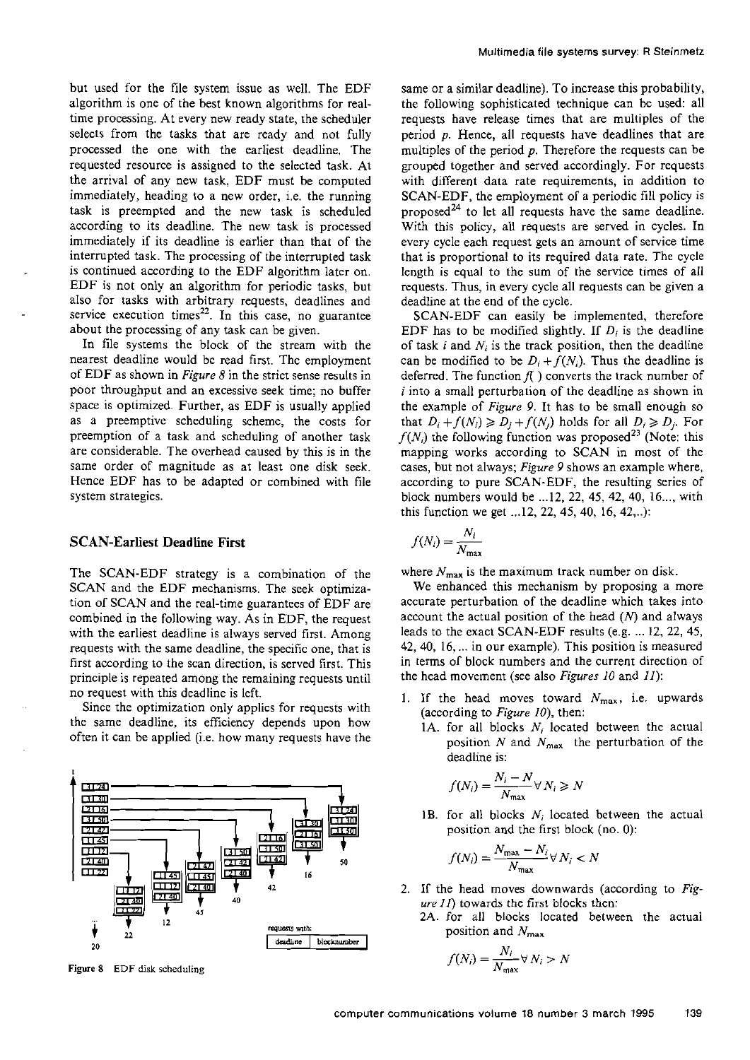but used for the file system issue as well. The EDF algorithm is one of the best known algorithms for real-time processing. At every new ready state, the scheduler selects from the tasks that are ready and not fully processed the one with the earliest deadline. The requested resource is assigned to the selected task. At the arrival of any new task, EDF must be computed immediately, heading to a new order, i.e. the running task is preempted and the new task is scheduled according to its deadline. The new task is processed immediately if its deadline is earlier than that of the interrupted task. The processing of the interrupted task is continued according to the EDF algorithm later on. EDF is not only an algorithm for periodic tasks, but also for tasks with arbitrary requests, deadlines and service execution times[22]. In this case, no guarantee about the processing of any task can be given.

In file systems the block of the stream with the nearest deadline would be read first. The employment of EDF as shown in *Figure 8* in the strict sense results in poor throughput and an excessive seek time; no buffer space is optimized. Further, as EDF is usually applied as a preemptive scheduling scheme, the costs for preemption of a task and scheduling of another task are considerable. The overhead caused by this is in the same order of magnitude as at least one disk seek. Hence EDF has to be adapted or combined with file system strategies.

## SCAN-Earliest Deadline First

The SCAN-EDF strategy is a combination of the SCAN and the EDF mechanisms. The seek optimization of SCAN and the real-time guarantees of EDF are combined in the following way. As in EDF, the request with the earliest deadline is always served first. Among requests with the same deadline, the specific one, that is first according to the scan direction, is served first. This principle is repeated among the remaining requests until no request with this deadline is left.

Since the optimization only applies for requests with the same deadline, its efficiency depends upon how often it can be applied (i.e. how many requests have the

Figure 8 EDF disk scheduling

same or a similar deadline). To increase this probability, the following sophisticated technique can be used: all requests have release times that are multiples of the period $p$. Hence, all requests have deadlines that are multiples of the period $p$. Therefore the requests can be grouped together and served accordingly. For requests with different data rate requirements, in addition to SCAN-EDF, the employment of a periodic fill policy is proposed[24] to let all requests have the same deadline. With this policy, all requests are served in cycles. In every cycle each request gets an amount of service time that is proportional to its required data rate. The cycle length is equal to the sum of the service times of all requests. Thus, in every cycle all requests can be given a deadline at the end of the cycle.

SCAN-EDF can easily be implemented, therefore EDF has to be modified slightly. If $D_i$ is the deadline of task $i$ and $N_i$ is the track position, then the deadline can be modified to be $D_i + f(N_i)$. Thus the deadline is deferred. The function $f(\,)$ converts the track number of $i$ into a small perturbation of the deadline as shown in the example of *Figure 9*. It has to be small enough so that $D_i + f(N_i) \geqslant D_j + f(N_j)$ holds for all $D_i \geqslant D_j$. For $f(N_i)$ the following function was proposed[23] (Note: this mapping works according to SCAN in most of the cases, but not always; *Figure 9* shows an example where, according to pure SCAN-EDF, the resulting series of block numbers would be ...12, 22, 45, 42, 40, 16..., with this function we get ...12, 22, 45, 40, 16, 42,..):

$$f(N_i) = \frac{N_i}{N_{\max}}$$

where $N_{\max}$ is the maximum track number on disk.

We enhanced this mechanism by proposing a more accurate perturbation of the deadline which takes into account the actual position of the head ($N$) and always leads to the exact SCAN-EDF results (e.g. ... 12, 22, 45, 42, 40, 16, ... in our example). This position is measured in terms of block numbers and the current direction of the head movement (see also *Figures 10* and *11*):

1. If the head moves toward $N_{\max}$, i.e. upwards (according to *Figure 10*), then:
   1A. for all blocks $N_i$ located between the actual position $N$ and $N_{\max}$ the perturbation of the deadline is:

   $$f(N_i) = \frac{N_i - N}{N_{\max}} \forall N_i \geqslant N$$

   1B. for all blocks $N_i$ located between the actual position and the first block (no. 0):

   $$f(N_i) = \frac{N_{\max} - N_i}{N_{\max}} \forall N_i < N$$

2. If the head moves downwards (according to *Figure 11*) towards the first blocks then:
   2A. for all blocks located between the actual position and $N_{\max}$

   $$f(N_i) = \frac{N_i}{N_{\max}} \forall N_i > N$$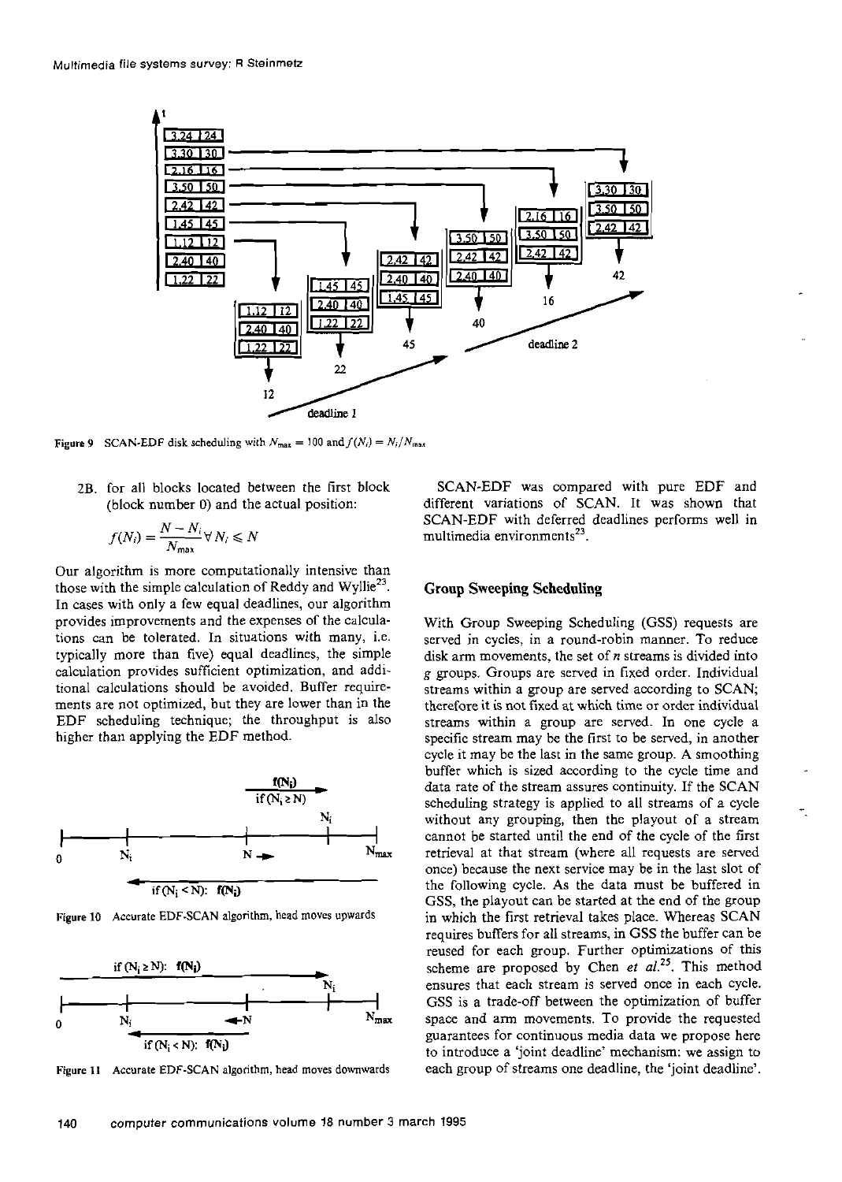Figure 9 SCAN-EDF disk scheduling with $N_{max} = 100$ and $f(N_i) = N_i/N_{max}$

2B. for all blocks located between the first block (block number 0) and the actual position:

$$f(N_i) = \frac{N - N_i}{N_{max}} \forall N_i \leqslant N$$

Our algorithm is more computationally intensive than those with the simple calculation of Reddy and Wyllie[23]. In cases with only a few equal deadlines, our algorithm provides improvements and the expenses of the calculations can be tolerated. In situations with many, i.e. typically more than five) equal deadlines, the simple calculation provides sufficient optimization, and additional calculations should be avoided. Buffer requirements are not optimized, but they are lower than in the EDF scheduling technique; the throughput is also higher than applying the EDF method.

Figure 10 Accurate EDF-SCAN algorithm, head moves upwards

Figure 11 Accurate EDF-SCAN algorithm, head moves downwards

SCAN-EDF was compared with pure EDF and different variations of SCAN. It was shown that SCAN-EDF with deferred deadlines performs well in multimedia environments[23].

## Group Sweeping Scheduling

With Group Sweeping Scheduling (GSS) requests are served in cycles, in a round-robin manner. To reduce disk arm movements, the set of $n$ streams is divided into $g$ groups. Groups are served in fixed order. Individual streams within a group are served according to SCAN; therefore it is not fixed at which time or order individual streams within a group are served. In one cycle a specific stream may be the first to be served, in another cycle it may be the last in the same group. A smoothing buffer which is sized according to the cycle time and data rate of the stream assures continuity. If the SCAN scheduling strategy is applied to all streams of a cycle without any grouping, then the playout of a stream cannot be started until the end of the cycle of the first retrieval at that stream (where all requests are served once) because the next service may be in the last slot of the following cycle. As the data must be buffered in GSS, the playout can be started at the end of the group in which the first retrieval takes place. Whereas SCAN requires buffers for all streams, in GSS the buffer can be reused for each group. Further optimizations of this scheme are proposed by Chen *et al.*[25]. This method ensures that each stream is served once in each cycle. GSS is a trade-off between the optimization of buffer space and arm movements. To provide the requested guarantees for continuous media data we propose here to introduce a 'joint deadline' mechanism: we assign to each group of streams one deadline, the 'joint deadline'.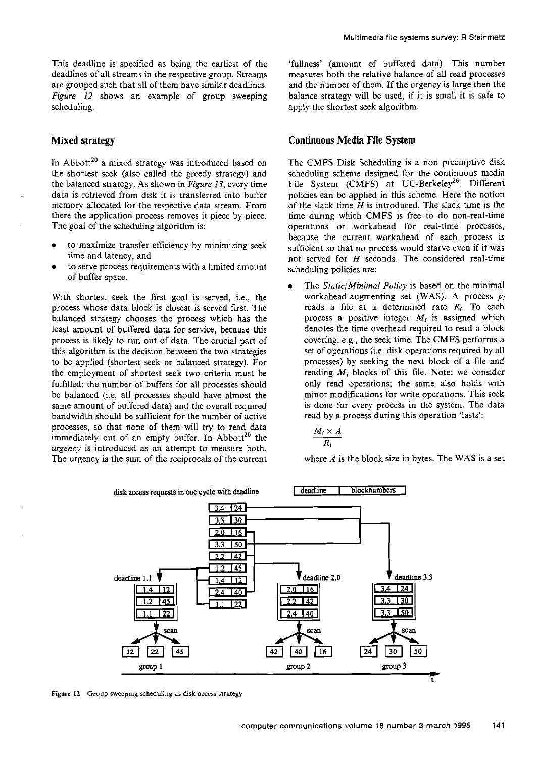This deadline is specified as being the earliest of the deadlines of all streams in the respective group. Streams are grouped such that all of them have similar deadlines. *Figure 12* shows an example of group sweeping scheduling.

## Mixed strategy

In Abbott[20] a mixed strategy was introduced based on the shortest seek (also called the greedy strategy) and the balanced strategy. As shown in *Figure 13*, every time data is retrieved from disk it is transferred into buffer memory allocated for the respective data stream. From there the application process removes it piece by piece. The goal of the scheduling algorithm is:

- to maximize transfer efficiency by minimizing seek time and latency, and
- to serve process requirements with a limited amount of buffer space.

With shortest seek the first goal is served, i.e., the process whose data block is closest is served first. The balanced strategy chooses the process which has the least amount of buffered data for service, because this process is likely to run out of data. The crucial part of this algorithm is the decision between the two strategies to be applied (shortest seek or balanced strategy). For the employment of shortest seek two criteria must be fulfilled: the number of buffers for all processes should be balanced (i.e. all processes should have almost the same amount of buffered data) and the overall required bandwidth should be sufficient for the number of active processes, so that none of them will try to read data immediately out of an empty buffer. In Abbott[20] the *urgency* is introduced as an attempt to measure both. The urgency is the sum of the reciprocals of the current 'fullness' (amount of buffered data). This number measures both the relative balance of all read processes and the number of them. If the urgency is large then the balance strategy will be used, if it is small it is safe to apply the shortest seek algorithm.

## Continuous Media File System

The CMFS Disk Scheduling is a non preemptive disk scheduling scheme designed for the continuous media File System (CMFS) at UC-Berkeley[26]. Different policies can be applied in this scheme. Here the notion of the slack time $H$ is introduced. The slack time is the time during which CMFS is free to do non-real-time operations or workahead for real-time processes, because the current workahead of each process is sufficient so that no process would starve even if it was not served for $H$ seconds. The considered real-time scheduling policies are:

- The *Static/Minimal Policy* is based on the minimal workahead-augmenting set (WAS). A process $p_i$ reads a file at a determined rate $R_i$. To each process a positive integer $M_i$ is assigned which denotes the time overhead required to read a block covering, e.g., the seek time. The CMFS performs a set of operations (i.e. disk operations required by all processes) by seeking the next block of a file and reading $M_i$ blocks of this file. Note: we consider only read operations; the same also holds with minor modifications for write operations. This seek is done for every process in the system. The data read by a process during this operation 'lasts':

  $$\frac{M_i \times A}{R_i}$$

  where $A$ is the block size in bytes. The WAS is a set

disk access requests in one cycle with deadline

deadline | blocknumbers

3.4 24
3.3 30
2.0 16
3.3 50
2.2 42
1.2 45
1.4 12
2.4 40
1.1 22

deadline 1.1
1.4 12
1.2 45
1.1 22
scan
12 22 45
group 1

deadline 2.0
2.0 16
2.2 42
2.4 40
scan
42 40 16
group 2

deadline 3.3
3.4 24
3.3 30
3.3 50
scan
24 30 50
group 3

t

Figure 12 Group sweeping scheduling as disk access strategy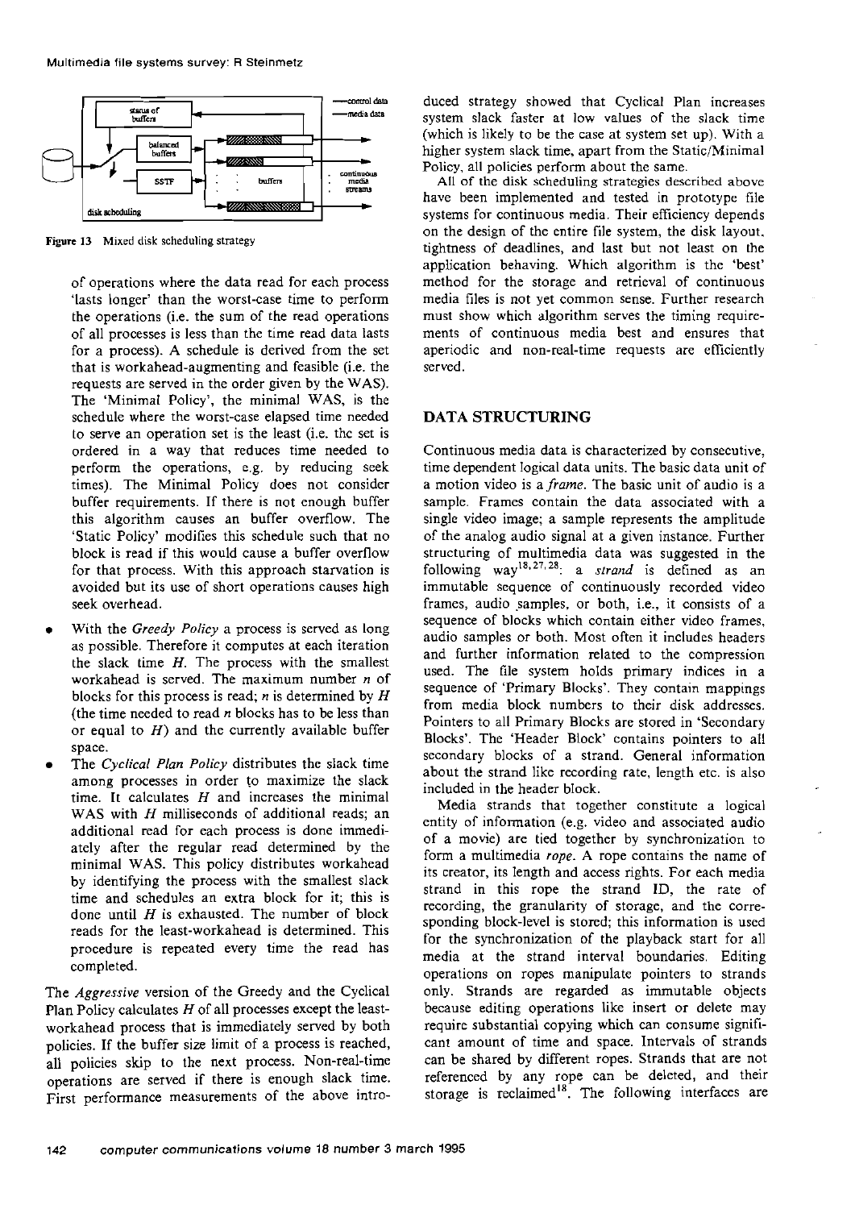control data

media data

status of buffers

balanced buffers

SSTF

buffers

continuous media streams

disk scheduling

Figure 13 Mixed disk scheduling strategy

of operations where the data read for each process 'lasts longer' than the worst-case time to perform the operations (i.e. the sum of the read operations of all processes is less than the time read data lasts for a process). A schedule is derived from the set that is workahead-augmenting and feasible (i.e. the requests are served in the order given by the WAS). The 'Minimal Policy', the minimal WAS, is the schedule where the worst-case elapsed time needed to serve an operation set is the least (i.e. the set is ordered in a way that reduces time needed to perform the operations, e.g. by reducing seek times). The Minimal Policy does not consider buffer requirements. If there is not enough buffer this algorithm causes an buffer overflow. The 'Static Policy' modifies this schedule such that no block is read if this would cause a buffer overflow for that process. With this approach starvation is avoided but its use of short operations causes high seek overhead.

- With the *Greedy Policy* a process is served as long as possible. Therefore it computes at each iteration the slack time $H$. The process with the smallest workahead is served. The maximum number $n$ of blocks for this process is read; $n$ is determined by $H$ (the time needed to read $n$ blocks has to be less than or equal to $H$) and the currently available buffer space.
- The *Cyclical Plan Policy* distributes the slack time among processes in order to maximize the slack time. It calculates $H$ and increases the minimal WAS with $H$ milliseconds of additional reads; an additional read for each process is done immediately after the regular read determined by the minimal WAS. This policy distributes workahead by identifying the process with the smallest slack time and schedules an extra block for it; this is done until $H$ is exhausted. The number of block reads for the least-workahead is determined. This procedure is repeated every time the read has completed.

The *Aggressive* version of the Greedy and the Cyclical Plan Policy calculates $H$ of all processes except the least-workahead process that is immediately served by both policies. If the buffer size limit of a process is reached, all policies skip to the next process. Non-real-time operations are served if there is enough slack time. First performance measurements of the above introduced strategy showed that Cyclical Plan increases system slack faster at low values of the slack time (which is likely to be the case at system set up). With a higher system slack time, apart from the Static/Minimal Policy, all policies perform about the same.

All of the disk scheduling strategies described above have been implemented and tested in prototype file systems for continuous media. Their efficiency depends on the design of the entire file system, the disk layout, tightness of deadlines, and last but not least on the application behaving. Which algorithm is the 'best' method for the storage and retrieval of continuous media files is not yet common sense. Further research must show which algorithm serves the timing requirements of continuous media best and ensures that aperiodic and non-real-time requests are efficiently served.

## DATA STRUCTURING

Continuous media data is characterized by consecutive, time dependent logical data units. The basic data unit of a motion video is a *frame*. The basic unit of audio is a sample. Frames contain the data associated with a single video image; a sample represents the amplitude of the analog audio signal at a given instance. Further structuring of multimedia data was suggested in the following way[18,27,28]: a *strand* is defined as an immutable sequence of continuously recorded video frames, audio samples, or both, i.e., it consists of a sequence of blocks which contain either video frames, audio samples or both. Most often it includes headers and further information related to the compression used. The file system holds primary indices in a sequence of 'Primary Blocks'. They contain mappings from media block numbers to their disk addresses. Pointers to all Primary Blocks are stored in 'Secondary Blocks'. The 'Header Block' contains pointers to all secondary blocks of a strand. General information about the strand like recording rate, length etc. is also included in the header block.

Media strands that together constitute a logical entity of information (e.g. video and associated audio of a movie) are tied together by synchronization to form a multimedia *rope*. A rope contains the name of its creator, its length and access rights. For each media strand in this rope the strand ID, the rate of recording, the granularity of storage, and the corresponding block-level is stored; this information is used for the synchronization of the playback start for all media at the strand interval boundaries. Editing operations on ropes manipulate pointers to strands only. Strands are regarded as immutable objects because editing operations like insert or delete may require substantial copying which can consume significant amount of time and space. Intervals of strands can be shared by different ropes. Strands that are not referenced by any rope can be deleted, and their storage is reclaimed[18]. The following interfaces are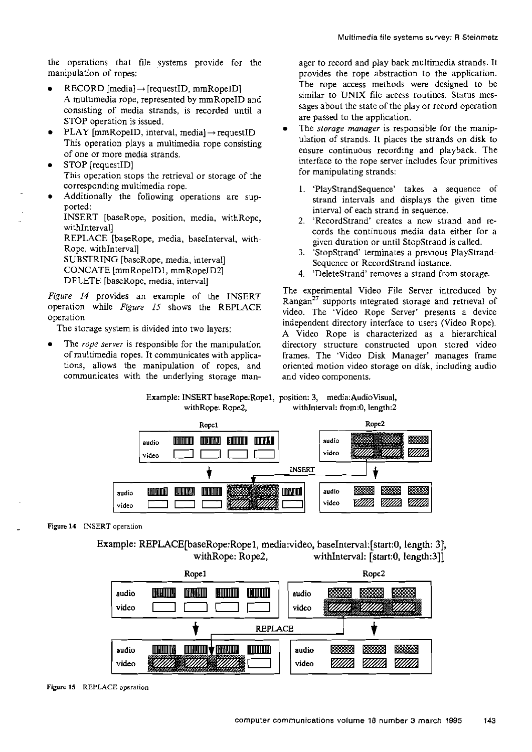the operations that file systems provide for the manipulation of ropes:

- RECORD [media] → [requestID, mmRopeID]
  A multimedia rope, represented by mmRopeID and consisting of media strands, is recorded until a STOP operation is issued.
- PLAY [mmRopeID, interval, media] → requestID
  This operation plays a multimedia rope consisting of one or more media strands.
- STOP [requestID]
  This operation stops the retrieval or storage of the corresponding multimedia rope.
- Additionally the following operations are supported:
  INSERT [baseRope, position, media, withRope, withInterval]
  REPLACE [baseRope, media, baseInterval, withRope, withInterval]
  SUBSTRING [baseRope, media, interval]
  CONCATE [mmRopeID1, mmRopeID2]
  DELETE [baseRope, media, interval]

*Figure 14* provides an example of the INSERT operation while *Figure 15* shows the REPLACE operation.

The storage system is divided into two layers:

- The *rope server* is responsible for the manipulation of multimedia ropes. It communicates with applications, allows the manipulation of ropes, and communicates with the underlying storage manager to record and play back multimedia strands. It provides the rope abstraction to the application. The rope access methods were designed to be similar to UNIX file access routines. Status messages about the state of the play or record operation are passed to the application.
- The *storage manager* is responsible for the manipulation of strands. It places the strands on disk to ensure continuous recording and playback. The interface to the rope server includes four primitives for manipulating strands:
  1. 'PlayStrandSequence' takes a sequence of strand intervals and displays the given time interval of each strand in sequence.
  2. 'RecordStrand' creates a new strand and records the continuous media data either for a given duration or until StopStrand is called.
  3. 'StopStrand' terminates a previous PlayStrandSequence or RecordStrand instance.
  4. 'DeleteStrand' removes a strand from storage.

The experimental Video File Server introduced by Rangan[27] supports integrated storage and retrieval of video. The 'Video Rope Server' presents a device independent directory interface to users (Video Rope). A Video Rope is characterized as a hierarchical directory structure constructed upon stored video frames. The 'Video Disk Manager' manages frame oriented motion video storage on disk, including audio and video components.

Example: INSERT baseRope:Rope1, position: 3, media:AudioVisual, withRope: Rope2, withInterval: from:0, length:2

Figure 14 INSERT operation

Example: REPLACE[baseRope:Rope1, media:video, baseInterval:[start:0, length: 3], withRope: Rope2, withInterval: [start:0, length:3]]

Figure 15 REPLACE operation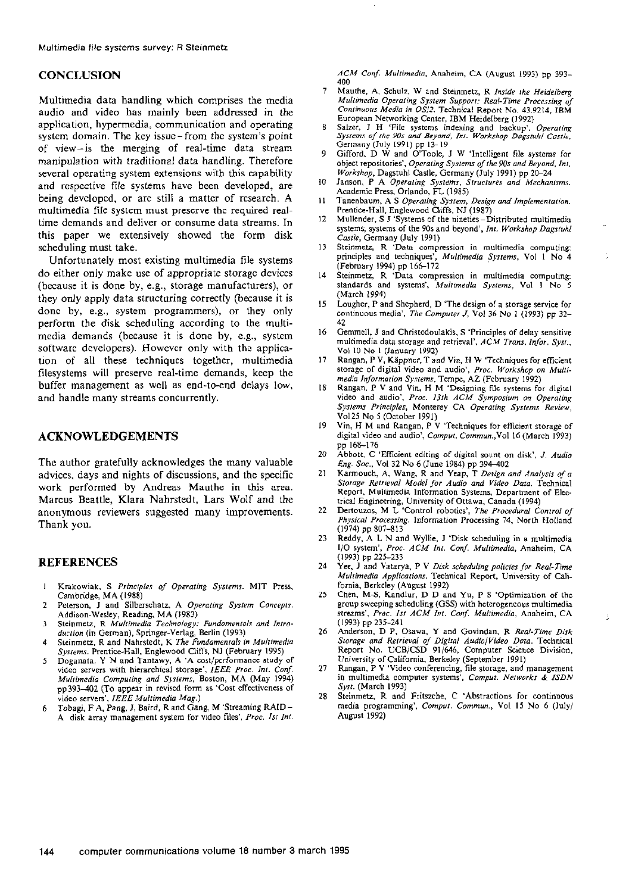## CONCLUSION

Multimedia data handling which comprises the media audio and video has mainly been addressed in the application, hypermedia, communication and operating system domain. The key issue – from the system's point of view – is the merging of real-time data stream manipulation with traditional data handling. Therefore several operating system extensions with this capability and respective file systems have been developed, are being developed, or are still a matter of research. A multimedia file system must preserve the required real-time demands and deliver or consume data streams. In this paper we extensively showed the form disk scheduling must take.

Unfortunately most existing multimedia file systems do either only make use of appropriate storage devices (because it is done by, e.g., storage manufacturers), or they only apply data structuring correctly (because it is done by, e.g., system programmers), or they only perform the disk scheduling according to the multimedia demands (because it is done by, e.g., system software developers). However only with the application of all these techniques together, multimedia filesystems will preserve real-time demands, keep the buffer management as well as end-to-end delays low, and handle many streams concurrently.

## ACKNOWLEDGEMENTS

The author gratefully acknowledges the many valuable advices, days and nights of discussions, and the specific work performed by Andreas Mauthe in this area. Marcus Beattle, Klara Nahrstedt, Lars Wolf and the anonymous reviewers suggested many improvements. Thank you.

## REFERENCES

1. Krakowiak, S *Principles of Operating Systems*. MIT Press, Cambridge, MA (1988)
2. Peterson, J and Silberschatz, A *Operating System Concepts*. Addison-Wesley, Reading, MA (1983)
3. Steinmetz, R *Multimedia Technology: Fundamentals and Introduction* (in German), Springer-Verlag, Berlin (1993)
4. Steinmetz, R and Nahrstedt, K *The Fundamentals in Multimedia Systems*. Prentice-Hall, Englewood Cliffs, NJ (February 1995)
5. Doganata, Y N and Tantawy, A 'A cost/performance study of video servers with hierarchical storage', *IEEE Proc. Int. Conf. Multimedia Computing and Systems*, Boston, MA (May 1994) pp393–402 (To appear in revised form as 'Cost effectiveness of video servers', *IEEE Multimedia Mag.*)
6. Tobagi, F A, Pang, J, Baird, R and Gang, M 'Streaming RAID – A disk array management system for video files', *Proc. 1st Int. ACM Conf. Multimedia*, Anaheim, CA (August 1993) pp 393–400
7. Mauthe, A, Schulz, W and Steinmetz, R *Inside the Heidelberg Multimedia Operating System Support: Real-Time Processing of Continuous Media in OS/2*. Technical Report No. 43.9214, IBM European Networking Center, IBM Heidelberg (1992)
8. Salzer, J H 'File systems indexing and backup', *Operating Systems of the 90s and Beyond, Int. Workshop Dagstuhl Castle*, Germany (July 1991) pp 13–19
9. Gifford, D W and O'Toole, J W 'Intelligent file systems for object repositories', *Operating Systems of the 90s and Beyond, Int. Workshop*, Dagstuhl Castle, Germany (July 1991) pp 20–24
10. Janson, P A *Operating Systems, Structures and Mechanisms*. Academic Press, Orlando, FL (1985)
11. Tanenbaum, A S *Operating System, Design and Implementation*. Prentice-Hall, Englewood Cliffs, NJ (1987)
12. Mullender, S J 'Systems of the nineties – Distributed multimedia systems; systems of the 90s and beyond', *Int. Workshop Dagstuhl Castle*, Germany (July 1991)
13. Steinmetz, R 'Data compression in multimedia computing: principles and techniques', *Multimedia Systems*, Vol 1 No 4 (February 1994) pp 166–172
14. Steinmetz, R 'Data compression in multimedia computing: standards and systems', *Multimedia Systems*, Vol 1 No 5 (March 1994)
15. Lougher, P and Shepherd, D 'The design of a storage service for continuous media', *The Computer J*, Vol 36 No 1 (1993) pp 32–42
16. Gemmell, J and Christodoulakis, S 'Principles of delay sensitive multimedia data storage and retrieval', *ACM Trans. Infor. Syst.*, Vol 10 No 1 (January 1992)
17. Rangan, P V, Käppner, T and Vin, H W 'Techniques for efficient storage of digital video and audio', *Proc. Workshop on Multimedia Information Systems*, Tempe, AZ (February 1992)
18. Rangan, P V and Vin, H M 'Designing file systems for digital video and audio', *Proc. 13th ACM Symposium on Operating Systems Principles*, Monterey CA *Operating Systems Review*, Vol 25 No 5 (October 1991)
19. Vin, H M and Rangan, P V 'Techniques for efficient storage of digital video and audio', *Comput. Commun.*, Vol 16 (March 1993) pp 168–176
20. Abbott, C 'Efficient editing of digital sount on disk', *J. Audio Eng. Soc.*, Vol 32 No 6 (June 1984) pp 394–402
21. Karmouch, A, Wang, R and Yeap, T *Design and Analysis of a Storage Retrieval Model for Audio and Video Data*. Technical Report, Multimedia Information Systems, Department of Electrical Engineering, University of Ottawa, Canada (1994)
22. Dertouzos, M L 'Control robotics', *The Procedural Control of Physical Processing*. Information Processing 74, North Holland (1974) pp 807–813
23. Reddy, A L N and Wyllie, J 'Disk scheduling in a multimedia I/O system', *Proc. ACM Int. Conf. Multimedia*, Anaheim, CA (1993) pp 225–233
24. Yee, J and Vatarya, P V *Disk scheduling policies for Real-Time Multimedia Applications*. Technical Report, University of California, Berkeley (August 1992)
25. Chen, M-S, Kandlur, D D and Yu, P S 'Optimization of the group sweeping scheduling (GSS) with heterogeneous multimedia streams', *Proc. 1st ACM Int. Conf. Multimedia*, Anaheim, CA (1993) pp 235–241
26. Anderson, D P, Osawa, Y and Govindan, R *Real-Time Disk Storage and Retrieval of Digital Audio/Video Data*. Technical Report No. UCB/CSD 91/646, Computer Science Division, University of California, Berkeley (September 1991)
27. Rangan, P V 'Video conferencing, file storage, and management in multimedia computer systems', *Comput. Networks & ISDN Syst.* (March 1993)
28. Steinmetz, R and Fritzsche, C 'Abstractions for continuous media programming', *Comput. Commun.*, Vol 15 No 6 (July/August 1992)